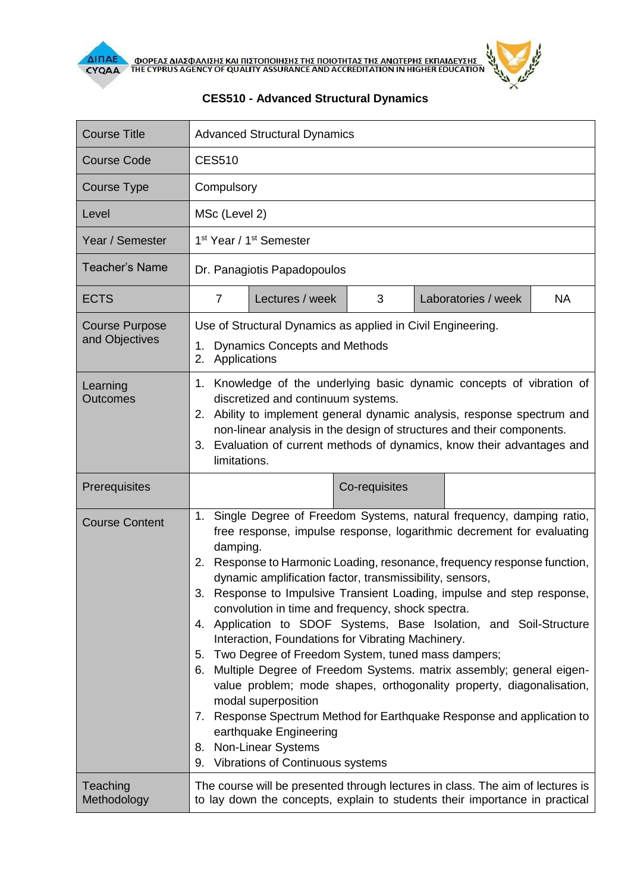ΦΟΡΕΑΣ ΔΙΑΣΦΑΛΙΣΗΣ ΚΑΙ ΠΙΣΤΟΠΟΙΗΣΗΣ ΤΗΣ ΠΟΙΟΤΗΤΑΣ ΤΗΣ ΑΝΩΤΕΡΗΣ ΕΚΠΑΙΔΕΥΣΗΣ
THE CYPRUS AGENCY OF QUALITY ASSURANCE AND ACCREDITATION IN HIGHER EDUCATION

## CES510 - Advanced Structural Dynamics

| Course Title | Advanced Structural Dynamics | | | | |
|---|---|---|---|---|---|
| Course Code | CES510 | | | | |
| Course Type | Compulsory | | | | |
| Level | MSc (Level 2) | | | | |
| Year / Semester | 1st Year / 1st Semester | | | | |
| Teacher's Name | Dr. Panagiotis Papadopoulos | | | | |
| ECTS | 7 | Lectures / week | 3 | Laboratories / week | NA |
| Course Purpose and Objectives | Use of Structural Dynamics as applied in Civil Engineering.<br>1. Dynamics Concepts and Methods<br>2. Applications | | | | |
| Learning Outcomes | 1. Knowledge of the underlying basic dynamic concepts of vibration of discretized and continuum systems.<br>2. Ability to implement general dynamic analysis, response spectrum and non-linear analysis in the design of structures and their components.<br>3. Evaluation of current methods of dynamics, know their advantages and limitations. | | | | |
| Prerequisites | | Co-requisites | | | |
| Course Content | 1. Single Degree of Freedom Systems, natural frequency, damping ratio, free response, impulse response, logarithmic decrement for evaluating damping.<br>2. Response to Harmonic Loading, resonance, frequency response function, dynamic amplification factor, transmissibility, sensors,<br>3. Response to Impulsive Transient Loading, impulse and step response, convolution in time and frequency, shock spectra.<br>4. Application to SDOF Systems, Base Isolation, and Soil-Structure Interaction, Foundations for Vibrating Machinery.<br>5. Two Degree of Freedom System, tuned mass dampers;<br>6. Multiple Degree of Freedom Systems. matrix assembly; general eigen-value problem; mode shapes, orthogonality property, diagonalisation, modal superposition<br>7. Response Spectrum Method for Earthquake Response and application to earthquake Engineering<br>8. Non-Linear Systems<br>9. Vibrations of Continuous systems | | | | |
| Teaching Methodology | The course will be presented through lectures in class. The aim of lectures is to lay down the concepts, explain to students their importance in practical | | | | |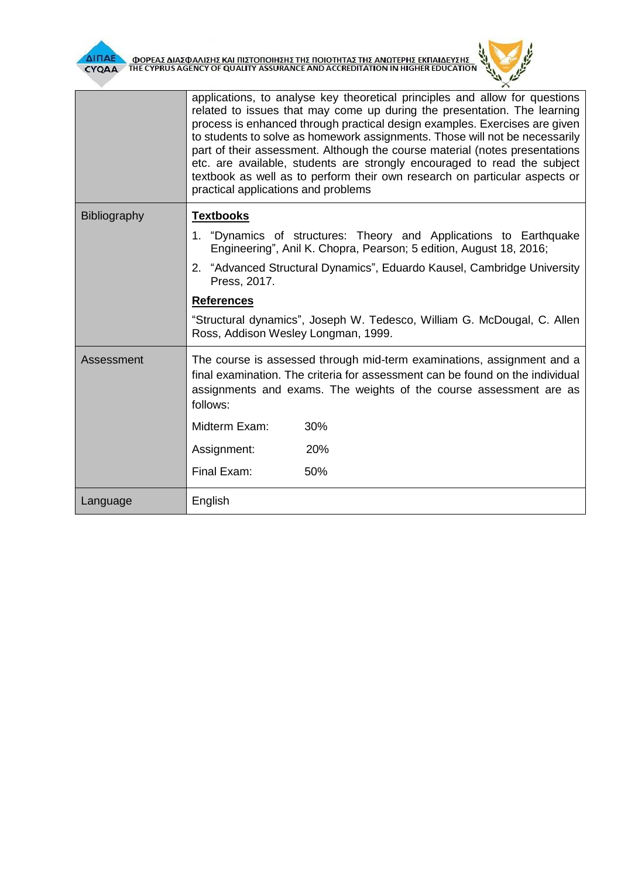| | |
|---|---|
| | applications, to analyse key theoretical principles and allow for questions related to issues that may come up during the presentation. The learning process is enhanced through practical design examples. Exercises are given to students to solve as homework assignments. Those will not be necessarily part of their assessment. Although the course material (notes presentations etc. are available, students are strongly encouraged to read the subject textbook as well as to perform their own research on particular aspects or practical applications and problems |
| Bibliography | **Textbooks**<br>1. "Dynamics of structures: Theory and Applications to Earthquake Engineering", Anil K. Chopra, Pearson; 5 edition, August 18, 2016;<br>2. "Advanced Structural Dynamics", Eduardo Kausel, Cambridge University Press, 2017.<br>**References**<br>"Structural dynamics", Joseph W. Tedesco, William G. McDougal, C. Allen Ross, Addison Wesley Longman, 1999. |
| Assessment | The course is assessed through mid-term examinations, assignment and a final examination. The criteria for assessment can be found on the individual assignments and exams. The weights of the course assessment are as follows:<br>Midterm Exam: 30%<br>Assignment: 20%<br>Final Exam: 50% |
| Language | English |